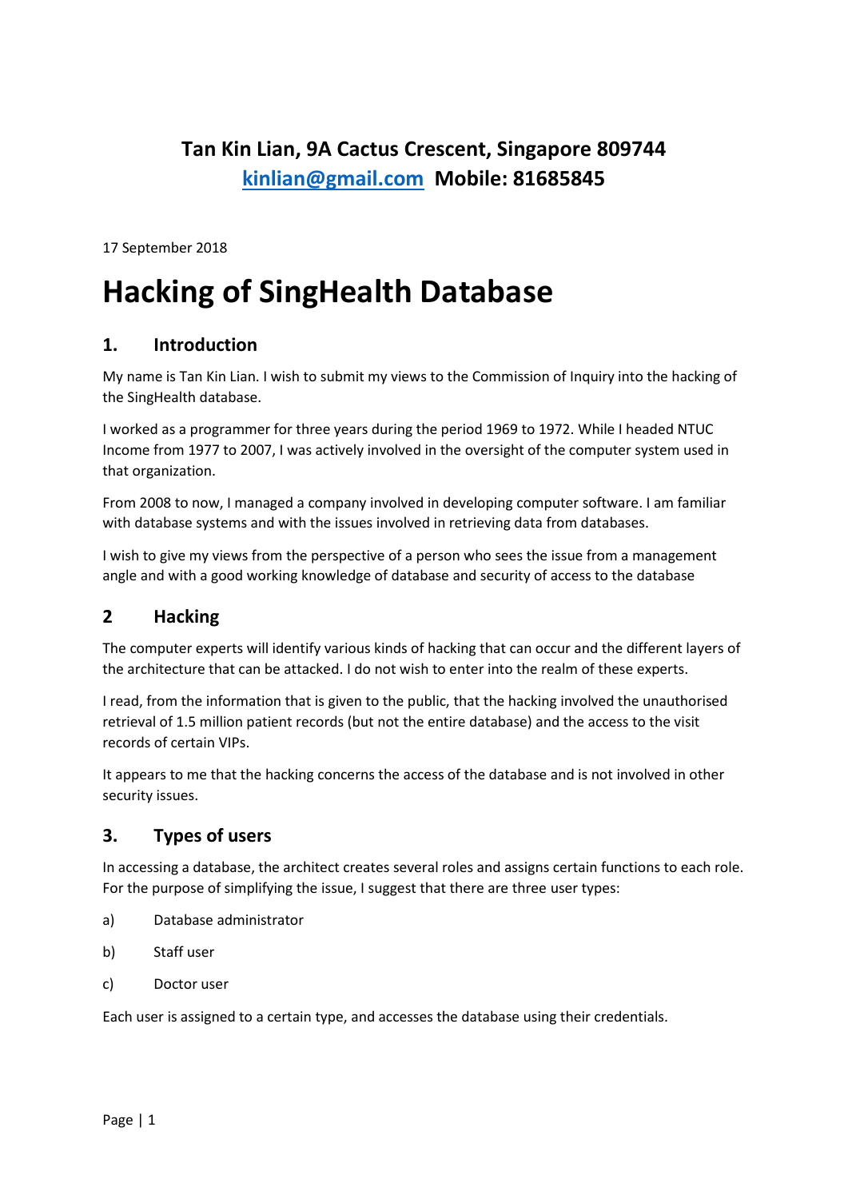**Tan Kin Lian, 9A Cactus Crescent, Singapore 809744**
**kinlian@gmail.com Mobile: 81685845**

17 September 2018

# Hacking of SingHealth Database

## 1. Introduction

My name is Tan Kin Lian. I wish to submit my views to the Commission of Inquiry into the hacking of the SingHealth database.

I worked as a programmer for three years during the period 1969 to 1972. While I headed NTUC Income from 1977 to 2007, I was actively involved in the oversight of the computer system used in that organization.

From 2008 to now, I managed a company involved in developing computer software. I am familiar with database systems and with the issues involved in retrieving data from databases.

I wish to give my views from the perspective of a person who sees the issue from a management angle and with a good working knowledge of database and security of access to the database

## 2 Hacking

The computer experts will identify various kinds of hacking that can occur and the different layers of the architecture that can be attacked. I do not wish to enter into the realm of these experts.

I read, from the information that is given to the public, that the hacking involved the unauthorised retrieval of 1.5 million patient records (but not the entire database) and the access to the visit records of certain VIPs.

It appears to me that the hacking concerns the access of the database and is not involved in other security issues.

## 3. Types of users

In accessing a database, the architect creates several roles and assigns certain functions to each role. For the purpose of simplifying the issue, I suggest that there are three user types:

a) Database administrator

b) Staff user

c) Doctor user

Each user is assigned to a certain type, and accesses the database using their credentials.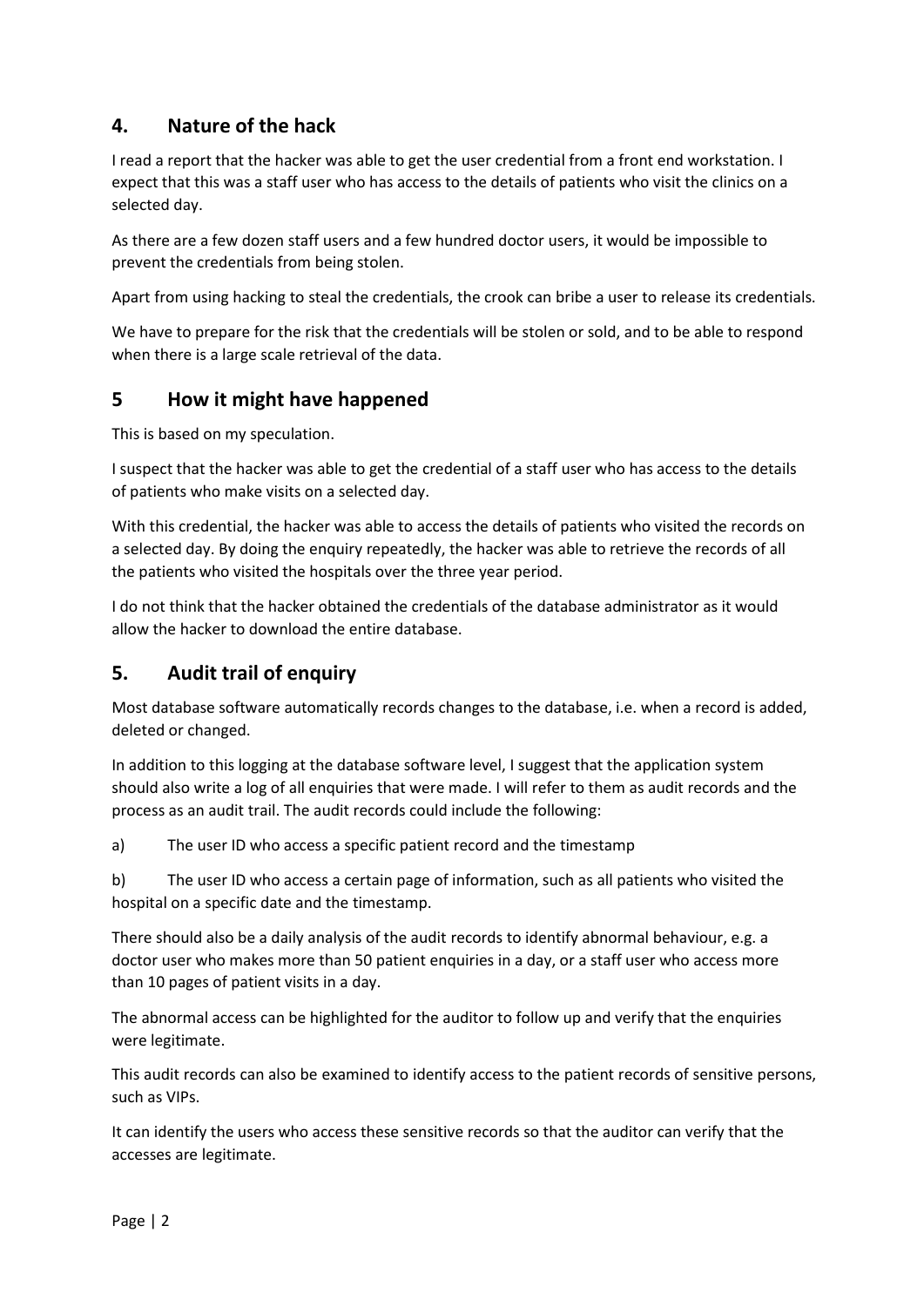## 4. Nature of the hack

I read a report that the hacker was able to get the user credential from a front end workstation. I expect that this was a staff user who has access to the details of patients who visit the clinics on a selected day.

As there are a few dozen staff users and a few hundred doctor users, it would be impossible to prevent the credentials from being stolen.

Apart from using hacking to steal the credentials, the crook can bribe a user to release its credentials.

We have to prepare for the risk that the credentials will be stolen or sold, and to be able to respond when there is a large scale retrieval of the data.

## 5 How it might have happened

This is based on my speculation.

I suspect that the hacker was able to get the credential of a staff user who has access to the details of patients who make visits on a selected day.

With this credential, the hacker was able to access the details of patients who visited the records on a selected day. By doing the enquiry repeatedly, the hacker was able to retrieve the records of all the patients who visited the hospitals over the three year period.

I do not think that the hacker obtained the credentials of the database administrator as it would allow the hacker to download the entire database.

## 5. Audit trail of enquiry

Most database software automatically records changes to the database, i.e. when a record is added, deleted or changed.

In addition to this logging at the database software level, I suggest that the application system should also write a log of all enquiries that were made. I will refer to them as audit records and the process as an audit trail. The audit records could include the following:

a) The user ID who access a specific patient record and the timestamp

b) The user ID who access a certain page of information, such as all patients who visited the hospital on a specific date and the timestamp.

There should also be a daily analysis of the audit records to identify abnormal behaviour, e.g. a doctor user who makes more than 50 patient enquiries in a day, or a staff user who access more than 10 pages of patient visits in a day.

The abnormal access can be highlighted for the auditor to follow up and verify that the enquiries were legitimate.

This audit records can also be examined to identify access to the patient records of sensitive persons, such as VIPs.

It can identify the users who access these sensitive records so that the auditor can verify that the accesses are legitimate.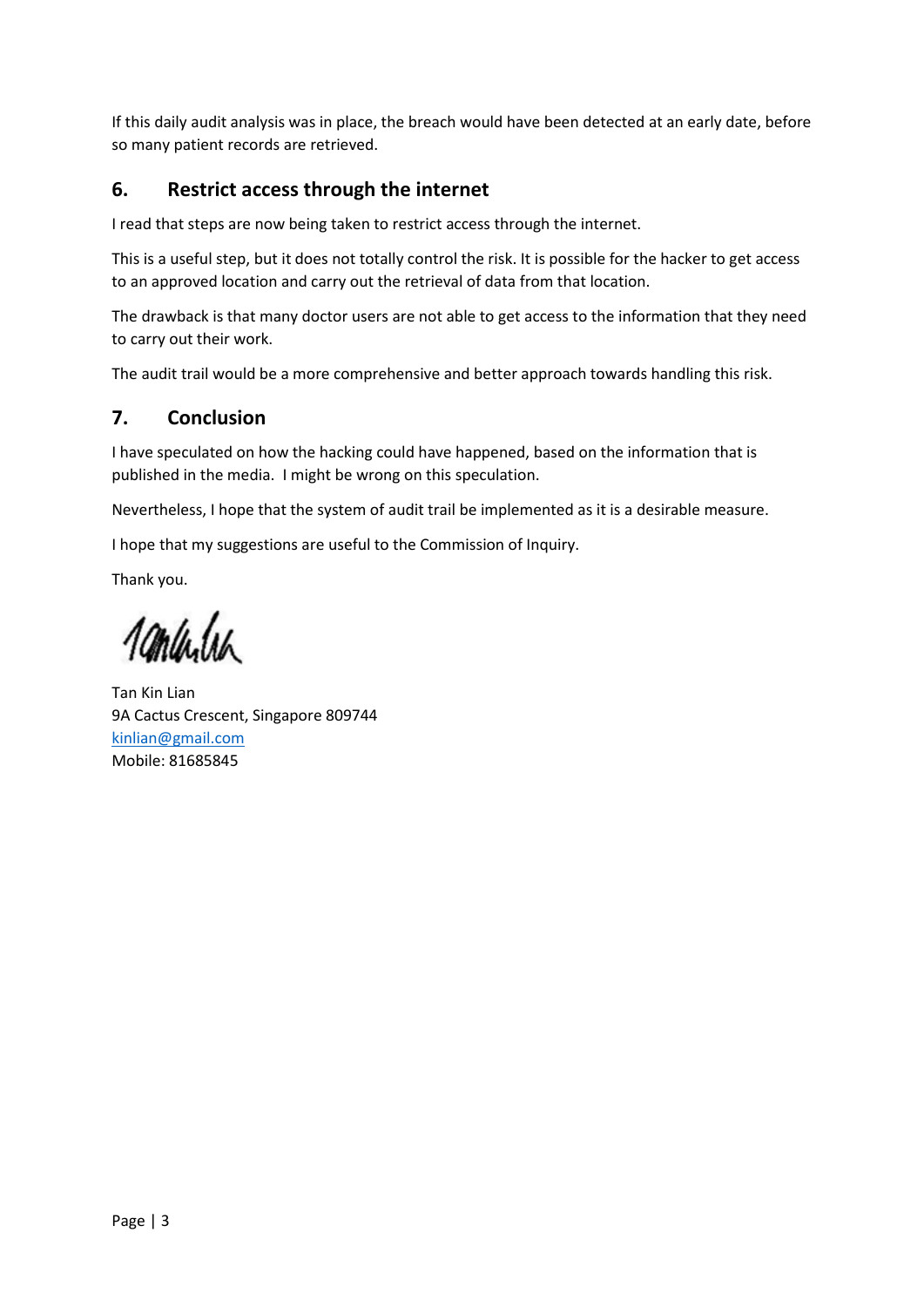If this daily audit analysis was in place, the breach would have been detected at an early date, before so many patient records are retrieved.

## 6. Restrict access through the internet

I read that steps are now being taken to restrict access through the internet.

This is a useful step, but it does not totally control the risk. It is possible for the hacker to get access to an approved location and carry out the retrieval of data from that location.

The drawback is that many doctor users are not able to get access to the information that they need to carry out their work.

The audit trail would be a more comprehensive and better approach towards handling this risk.

## 7. Conclusion

I have speculated on how the hacking could have happened, based on the information that is published in the media. I might be wrong on this speculation.

Nevertheless, I hope that the system of audit trail be implemented as it is a desirable measure.

I hope that my suggestions are useful to the Commission of Inquiry.

Thank you.

Tan Kin Lian
9A Cactus Crescent, Singapore 809744
kinlian@gmail.com
Mobile: 81685845